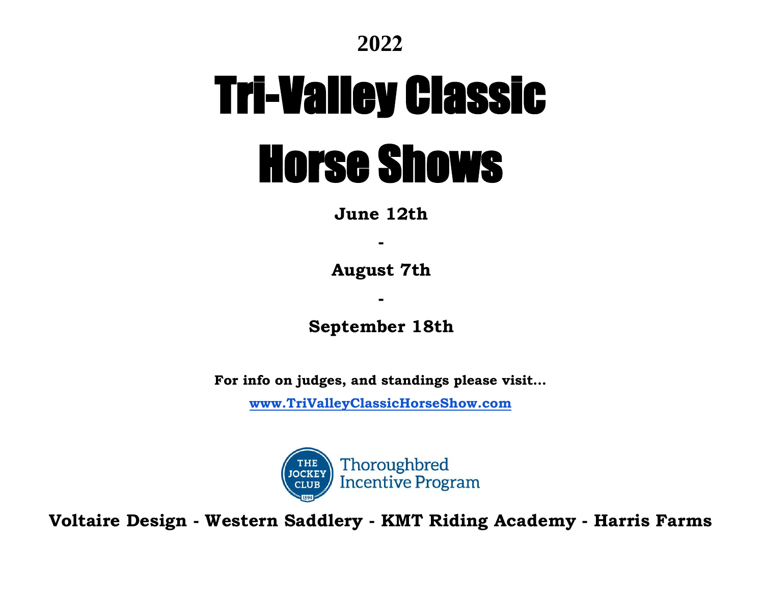**2022**

# Tri-Valley Classic Horse Shows

**June 12th**

**-**

**August 7th**

**-**

**September 18th**

**For info on judges, and standings please visit…**

**[www.TriValleyClassicHorseShow.com](http://www.TriValleyClassicHorseShow.com)**

THE JOCKEY CLUB 1894 Thoroughbred Incentive Program

**Voltaire Design - Western Saddlery - KMT Riding Academy - Harris Farms**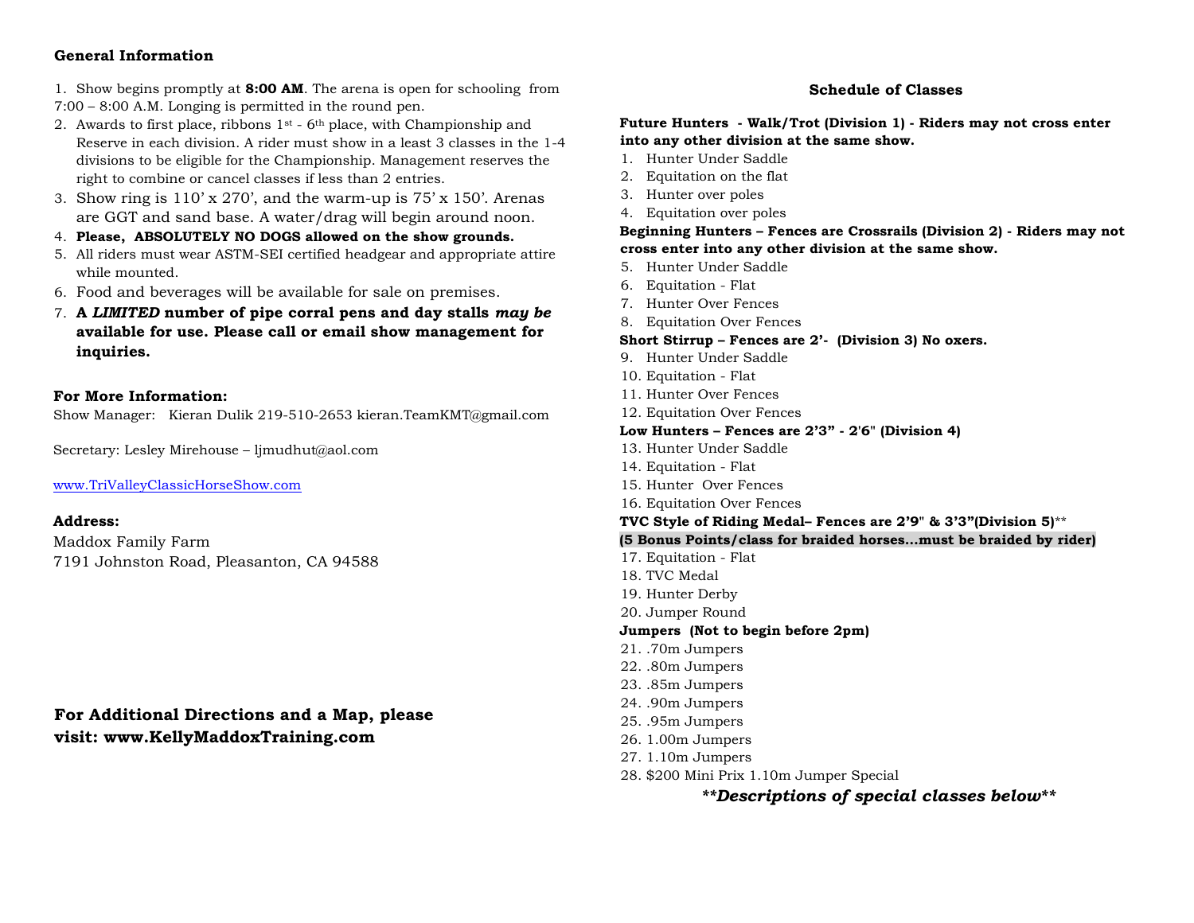### General Information

1. Show begins promptly at **8:00 AM**. The arena is open for schooling from 7:00 – 8:00 A.M. Longing is permitted in the round pen.
2. Awards to first place, ribbons 1st - 6th place, with Championship and Reserve in each division. A rider must show in a least 3 classes in the 1-4 divisions to be eligible for the Championship. Management reserves the right to combine or cancel classes if less than 2 entries.
3. Show ring is 110' x 270', and the warm-up is 75' x 150'. Arenas are GGT and sand base. A water/drag will begin around noon.
4. **Please, ABSOLUTELY NO DOGS allowed on the show grounds.**
5. All riders must wear ASTM-SEI certified headgear and appropriate attire while mounted.
6. Food and beverages will be available for sale on premises.
7. **A *LIMITED* number of pipe corral pens and day stalls *may be* available for use. Please call or email show management for inquiries.**

### For More Information:

Show Manager: Kieran Dulik 219-510-2653 kieran.TeamKMT@gmail.com

Secretary: Lesley Mirehouse – ljmudhut@aol.com

www.TriValleyClassicHorseShow.com

### Address:

Maddox Family Farm
7191 Johnston Road, Pleasanton, CA 94588

**For Additional Directions and a Map, please visit: www.KellyMaddoxTraining.com**

### Schedule of Classes

**Future Hunters - Walk/Trot (Division 1) - Riders may not cross enter into any other division at the same show.**

1. Hunter Under Saddle
2. Equitation on the flat
3. Hunter over poles
4. Equitation over poles

**Beginning Hunters – Fences are Crossrails (Division 2) - Riders may not cross enter into any other division at the same show.**

5. Hunter Under Saddle
6. Equitation - Flat
7. Hunter Over Fences
8. Equitation Over Fences

**Short Stirrup – Fences are 2'- (Division 3) No oxers.**

9. Hunter Under Saddle
10. Equitation - Flat
11. Hunter Over Fences
12. Equitation Over Fences

**Low Hunters – Fences are 2'3" - 2'6" (Division 4)**

13. Hunter Under Saddle
14. Equitation - Flat
15. Hunter Over Fences
16. Equitation Over Fences

**TVC Style of Riding Medal– Fences are 2'9" & 3'3"(Division 5)****

**(5 Bonus Points/class for braided horses…must be braided by rider)**

17. Equitation - Flat
18. TVC Medal
19. Hunter Derby
20. Jumper Round

**Jumpers (Not to begin before 2pm)**

21. .70m Jumpers
22. .80m Jumpers
23. .85m Jumpers
24. .90m Jumpers
25. .95m Jumpers
26. 1.00m Jumpers
27. 1.10m Jumpers
28. $200 Mini Prix 1.10m Jumper Special

***\*\*Descriptions of special classes below\*\****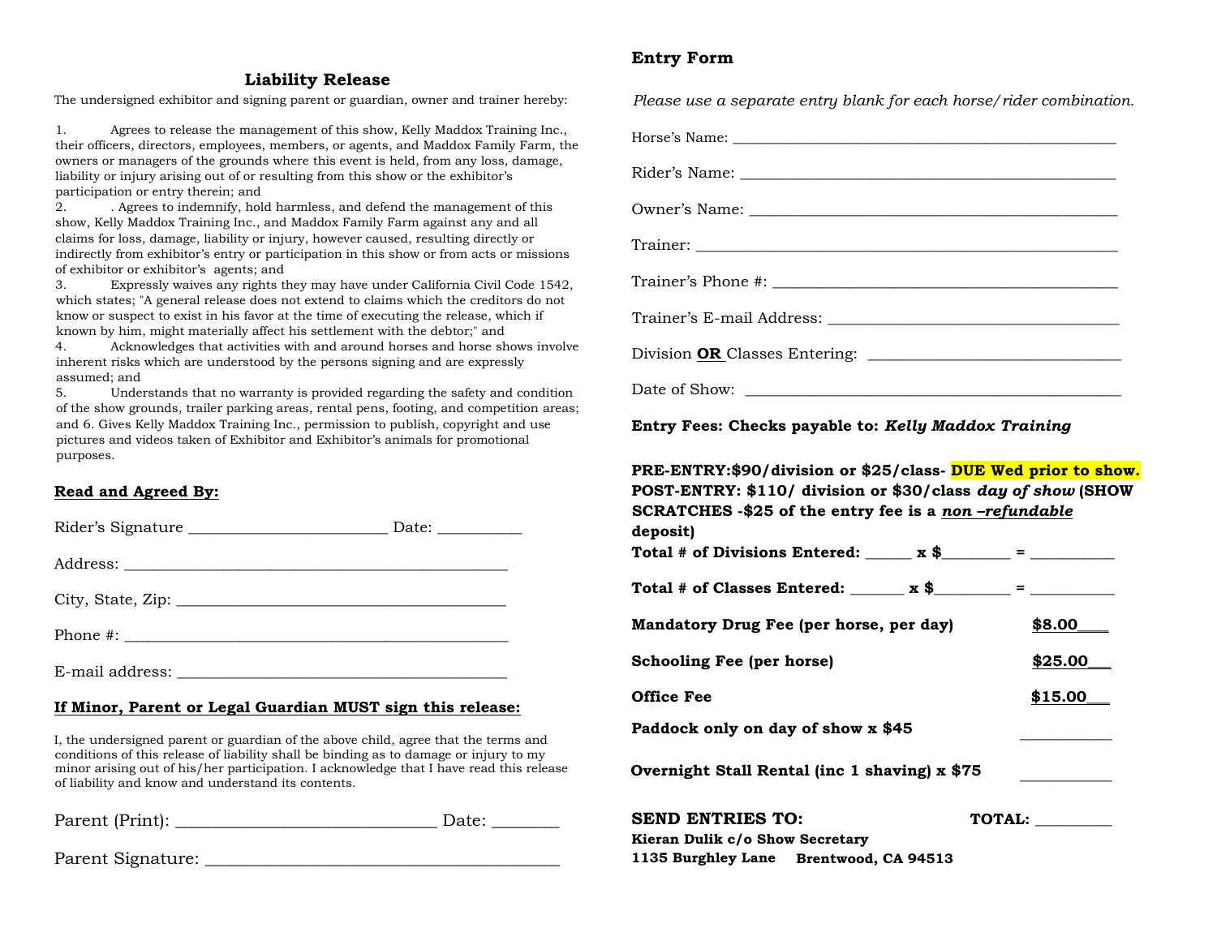## Liability Release

The undersigned exhibitor and signing parent or guardian, owner and trainer hereby:

1. Agrees to release the management of this show, Kelly Maddox Training Inc., their officers, directors, employees, members, or agents, and Maddox Family Farm, the owners or managers of the grounds where this event is held, from any loss, damage, liability or injury arising out of or resulting from this show or the exhibitor's participation or entry therein; and
2. . Agrees to indemnify, hold harmless, and defend the management of this show, Kelly Maddox Training Inc., and Maddox Family Farm against any and all claims for loss, damage, liability or injury, however caused, resulting directly or indirectly from exhibitor's entry or participation in this show or from acts or missions of exhibitor or exhibitor's agents; and
3. Expressly waives any rights they may have under California Civil Code 1542, which states; "A general release does not extend to claims which the creditors do not know or suspect to exist in his favor at the time of executing the release, which if known by him, might materially affect his settlement with the debtor;" and
4. Acknowledges that activities with and around horses and horse shows involve inherent risks which are understood by the persons signing and are expressly assumed; and
5. Understands that no warranty is provided regarding the safety and condition of the show grounds, trailer parking areas, rental pens, footing, and competition areas; and 6. Gives Kelly Maddox Training Inc., permission to publish, copyright and use pictures and videos taken of Exhibitor and Exhibitor's animals for promotional purposes.

**Read and Agreed By:**

Rider's Signature ________________________ Date: __________

Address: ______________________________________________

City, State, Zip: ________________________________________

Phone #: ______________________________________________

E-mail address: ________________________________________

**If Minor, Parent or Legal Guardian MUST sign this release:**

I, the undersigned parent or guardian of the above child, agree that the terms and conditions of this release of liability shall be binding as to damage or injury to my minor arising out of his/her participation. I acknowledge that I have read this release of liability and know and understand its contents.

Parent (Print): _______________________________ Date: ________

Parent Signature: __________________________________________

## Entry Form

*Please use a separate entry blank for each horse/rider combination.*

Horse's Name: ______________________________________________

Rider's Name: ______________________________________________

Owner's Name: ______________________________________________

Trainer: ___________________________________________________

Trainer's Phone #: ___________________________________________

Trainer's E-mail Address: ______________________________________

Division **OR** Classes Entering: ________________________________

Date of Show: _______________________________________________

**Entry Fees: Checks payable to: *Kelly Maddox Training***

**PRE-ENTRY:$90/division or $25/class- DUE Wed prior to show.**
**POST-ENTRY: $110/ division or $30/class *day of show* (SHOW SCRATCHES -$25 of the entry fee is a *non –refundable* deposit)**

**Total # of Divisions Entered: ______ x $________ = __________**

**Total # of Classes Entered: _______ x $_________ = __________**

**Mandatory Drug Fee (per horse, per day)** **$8.00___**

**Schooling Fee (per horse)** **$25.00___**

**Office Fee** **$15.00___**

**Paddock only on day of show x $45** ___________

**Overnight Stall Rental (inc 1 shaving) x $75** ___________

**SEND ENTRIES TO:** **TOTAL:** _________

**Kieran Dulik c/o Show Secretary**
**1135 Burghley Lane Brentwood, CA 94513**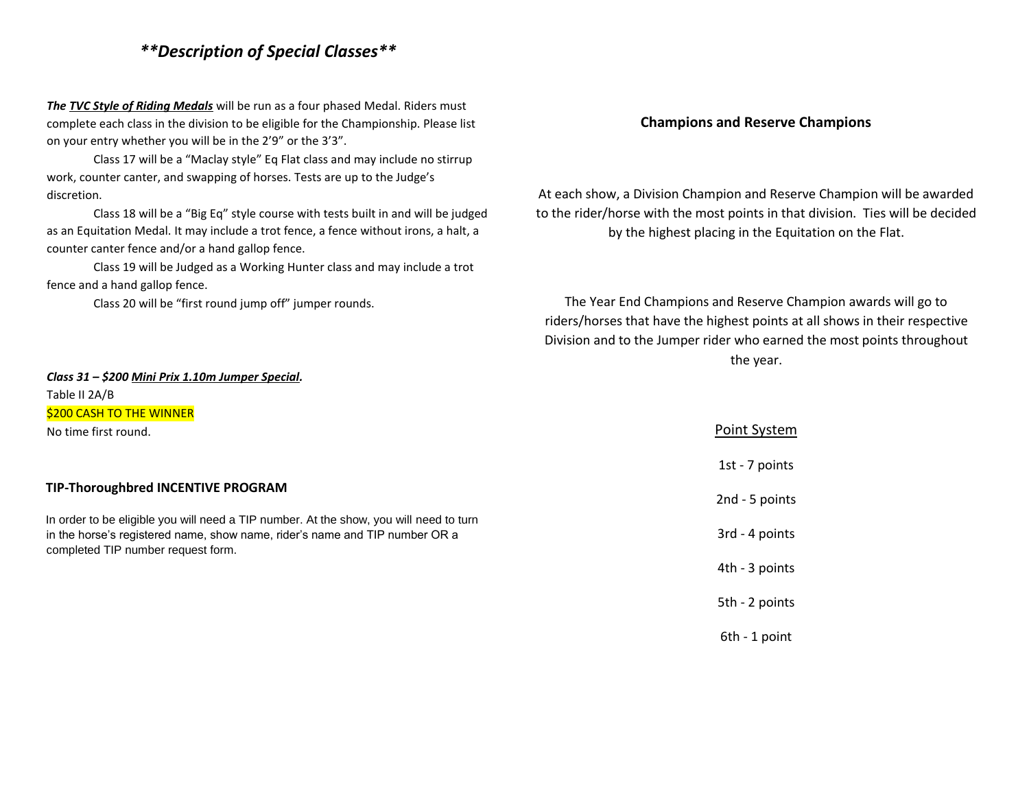# ***\*\*Description of Special Classes\*\****

***The <u>TVC Style of Riding Medals</u>*** will be run as a four phased Medal. Riders must complete each class in the division to be eligible for the Championship. Please list on your entry whether you will be in the 2'9" or the 3'3".

Class 17 will be a "Maclay style" Eq Flat class and may include no stirrup work, counter canter, and swapping of horses. Tests are up to the Judge's discretion.

Class 18 will be a "Big Eq" style course with tests built in and will be judged as an Equitation Medal. It may include a trot fence, a fence without irons, a halt, a counter canter fence and/or a hand gallop fence.

Class 19 will be Judged as a Working Hunter class and may include a trot fence and a hand gallop fence.

Class 20 will be "first round jump off" jumper rounds.

***Class 31 – $200 <u>Mini Prix 1.10m Jumper Special</u>.***

Table II 2A/B

$200 CASH TO THE WINNER

No time first round.

**TIP-Thoroughbred INCENTIVE PROGRAM**

In order to be eligible you will need a TIP number. At the show, you will need to turn in the horse's registered name, show name, rider's name and TIP number OR a completed TIP number request form.

## Champions and Reserve Champions

At each show, a Division Champion and Reserve Champion will be awarded to the rider/horse with the most points in that division. Ties will be decided by the highest placing in the Equitation on the Flat.

The Year End Champions and Reserve Champion awards will go to riders/horses that have the highest points at all shows in their respective Division and to the Jumper rider who earned the most points throughout the year.

<u>Point System</u>

1st - 7 points

2nd - 5 points

3rd - 4 points

4th - 3 points

5th - 2 points

6th - 1 point